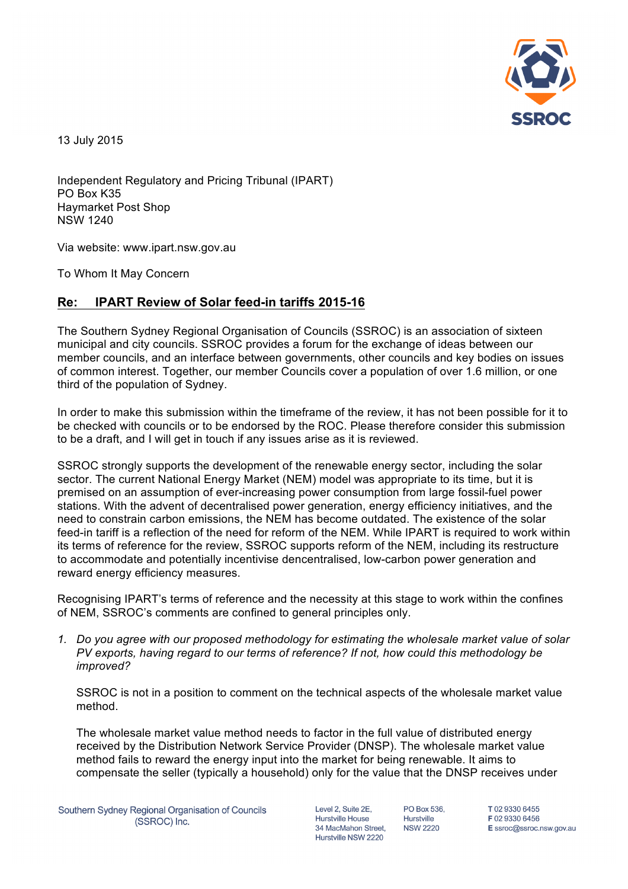13 July 2015

Independent Regulatory and Pricing Tribunal (IPART)
PO Box K35
Haymarket Post Shop
NSW 1240

Via website: www.ipart.nsw.gov.au

To Whom It May Concern

**Re: IPART Review of Solar feed-in tariffs 2015-16**

The Southern Sydney Regional Organisation of Councils (SSROC) is an association of sixteen municipal and city councils. SSROC provides a forum for the exchange of ideas between our member councils, and an interface between governments, other councils and key bodies on issues of common interest. Together, our member Councils cover a population of over 1.6 million, or one third of the population of Sydney.

In order to make this submission within the timeframe of the review, it has not been possible for it to be checked with councils or to be endorsed by the ROC. Please therefore consider this submission to be a draft, and I will get in touch if any issues arise as it is reviewed.

SSROC strongly supports the development of the renewable energy sector, including the solar sector. The current National Energy Market (NEM) model was appropriate to its time, but it is premised on an assumption of ever-increasing power consumption from large fossil-fuel power stations. With the advent of decentralised power generation, energy efficiency initiatives, and the need to constrain carbon emissions, the NEM has become outdated. The existence of the solar feed-in tariff is a reflection of the need for reform of the NEM. While IPART is required to work within its terms of reference for the review, SSROC supports reform of the NEM, including its restructure to accommodate and potentially incentivise dencentralised, low-carbon power generation and reward energy efficiency measures.

Recognising IPART's terms of reference and the necessity at this stage to work within the confines of NEM, SSROC's comments are confined to general principles only.

1. *Do you agree with our proposed methodology for estimating the wholesale market value of solar PV exports, having regard to our terms of reference? If not, how could this methodology be improved?*

   SSROC is not in a position to comment on the technical aspects of the wholesale market value method.

   The wholesale market value method needs to factor in the full value of distributed energy received by the Distribution Network Service Provider (DNSP). The wholesale market value method fails to reward the energy input into the market for being renewable. It aims to compensate the seller (typically a household) only for the value that the DNSP receives under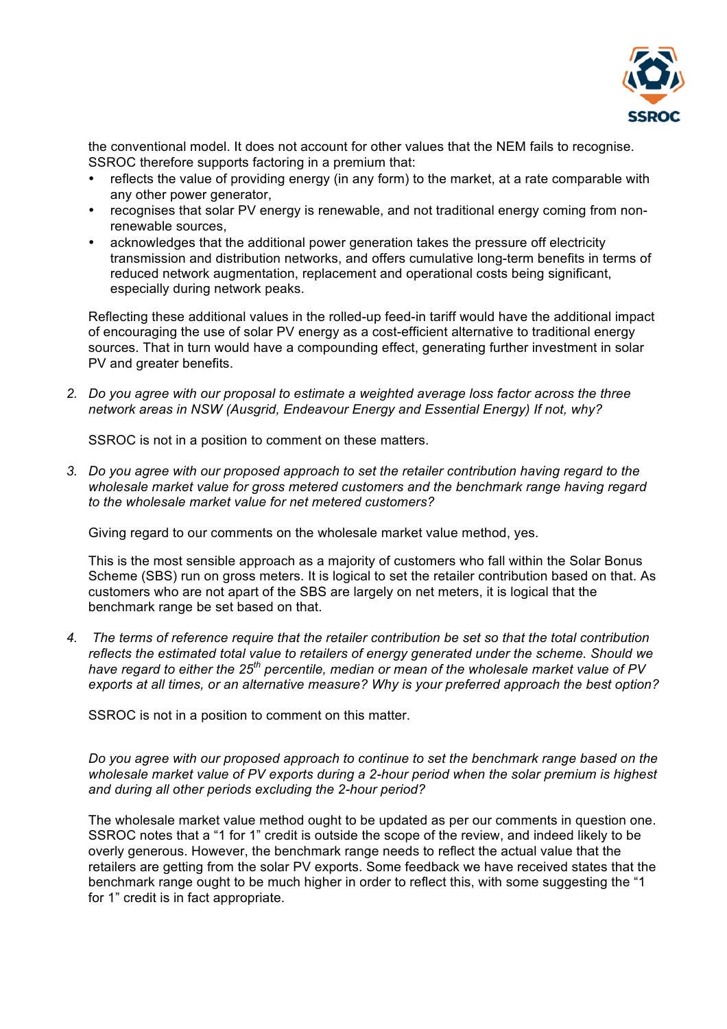the conventional model. It does not account for other values that the NEM fails to recognise. SSROC therefore supports factoring in a premium that:

- reflects the value of providing energy (in any form) to the market, at a rate comparable with any other power generator,
- recognises that solar PV energy is renewable, and not traditional energy coming from non-renewable sources,
- acknowledges that the additional power generation takes the pressure off electricity transmission and distribution networks, and offers cumulative long-term benefits in terms of reduced network augmentation, replacement and operational costs being significant, especially during network peaks.

Reflecting these additional values in the rolled-up feed-in tariff would have the additional impact of encouraging the use of solar PV energy as a cost-efficient alternative to traditional energy sources. That in turn would have a compounding effect, generating further investment in solar PV and greater benefits.

2. *Do you agree with our proposal to estimate a weighted average loss factor across the three network areas in NSW (Ausgrid, Endeavour Energy and Essential Energy) If not, why?*

   SSROC is not in a position to comment on these matters.

3. *Do you agree with our proposed approach to set the retailer contribution having regard to the wholesale market value for gross metered customers and the benchmark range having regard to the wholesale market value for net metered customers?*

   Giving regard to our comments on the wholesale market value method, yes.

   This is the most sensible approach as a majority of customers who fall within the Solar Bonus Scheme (SBS) run on gross meters. It is logical to set the retailer contribution based on that. As customers who are not apart of the SBS are largely on net meters, it is logical that the benchmark range be set based on that.

4. *The terms of reference require that the retailer contribution be set so that the total contribution reflects the estimated total value to retailers of energy generated under the scheme. Should we have regard to either the 25th percentile, median or mean of the wholesale market value of PV exports at all times, or an alternative measure? Why is your preferred approach the best option?*

   SSROC is not in a position to comment on this matter.

   *Do you agree with our proposed approach to continue to set the benchmark range based on the wholesale market value of PV exports during a 2-hour period when the solar premium is highest and during all other periods excluding the 2-hour period?*

   The wholesale market value method ought to be updated as per our comments in question one. SSROC notes that a "1 for 1" credit is outside the scope of the review, and indeed likely to be overly generous. However, the benchmark range needs to reflect the actual value that the retailers are getting from the solar PV exports. Some feedback we have received states that the benchmark range ought to be much higher in order to reflect this, with some suggesting the "1 for 1" credit is in fact appropriate.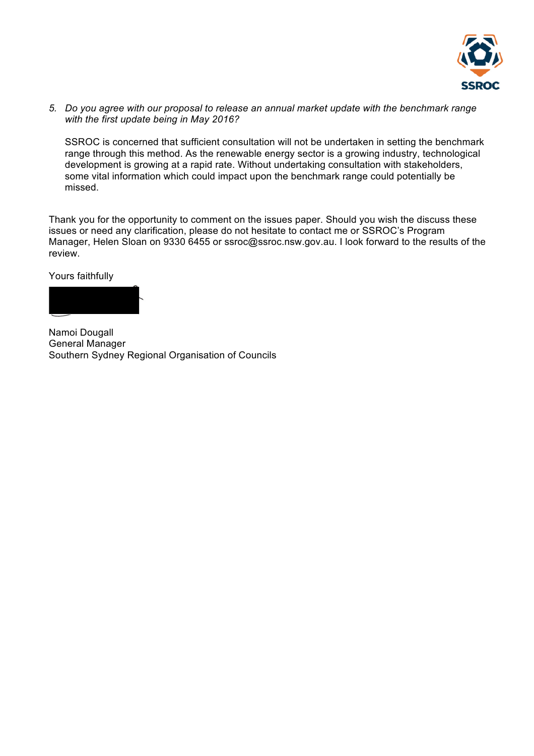5. *Do you agree with our proposal to release an annual market update with the benchmark range with the first update being in May 2016?*

   SSROC is concerned that sufficient consultation will not be undertaken in setting the benchmark range through this method. As the renewable energy sector is a growing industry, technological development is growing at a rapid rate. Without undertaking consultation with stakeholders, some vital information which could impact upon the benchmark range could potentially be missed.

Thank you for the opportunity to comment on the issues paper. Should you wish the discuss these issues or need any clarification, please do not hesitate to contact me or SSROC's Program Manager, Helen Sloan on 9330 6455 or ssroc@ssroc.nsw.gov.au. I look forward to the results of the review.

Yours faithfully

Namoi Dougall
General Manager
Southern Sydney Regional Organisation of Councils